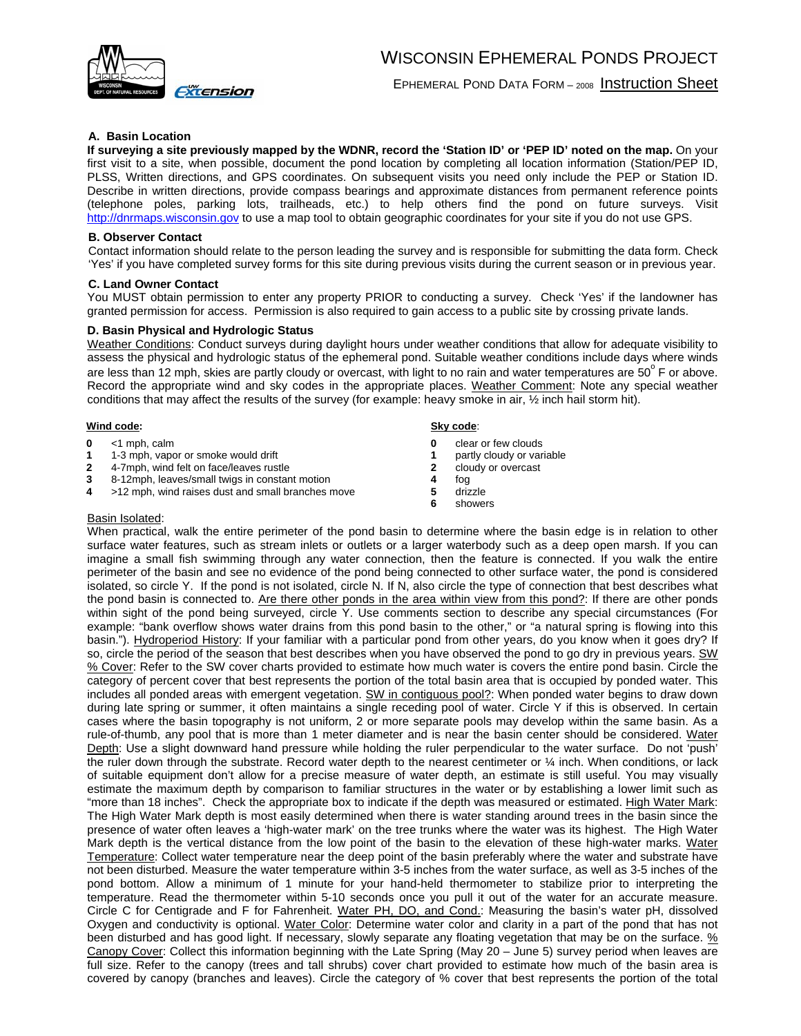# WISCONSIN EPHEMERAL PONDS PROJECT

EPHEMERAL POND DATA FORM – 2008 Instruction Sheet

### A. Basin Location

**If surveying a site previously mapped by the WDNR, record the 'Station ID' or 'PEP ID' noted on the map.** On your first visit to a site, when possible, document the pond location by completing all location information (Station/PEP ID, PLSS, Written directions, and GPS coordinates. On subsequent visits you need only include the PEP or Station ID. Describe in written directions, provide compass bearings and approximate distances from permanent reference points (telephone poles, parking lots, trailheads, etc.) to help others find the pond on future surveys. Visit http://dnrmaps.wisconsin.gov to use a map tool to obtain geographic coordinates for your site if you do not use GPS.

### B. Observer Contact

Contact information should relate to the person leading the survey and is responsible for submitting the data form. Check 'Yes' if you have completed survey forms for this site during previous visits during the current season or in previous year.

### C. Land Owner Contact

You MUST obtain permission to enter any property PRIOR to conducting a survey. Check 'Yes' if the landowner has granted permission for access. Permission is also required to gain access to a public site by crossing private lands.

### D. Basin Physical and Hydrologic Status

Weather Conditions: Conduct surveys during daylight hours under weather conditions that allow for adequate visibility to assess the physical and hydrologic status of the ephemeral pond. Suitable weather conditions include days where winds are less than 12 mph, skies are partly cloudy or overcast, with light to no rain and water temperatures are 50$^o$ F or above. Record the appropriate wind and sky codes in the appropriate places. Weather Comment: Note any special weather conditions that may affect the results of the survey (for example: heavy smoke in air, ½ inch hail storm hit).

**Wind code:**

- **0** <1 mph, calm
- **1** 1-3 mph, vapor or smoke would drift
- **2** 4-7mph, wind felt on face/leaves rustle
- **3** 8-12mph, leaves/small twigs in constant motion
- **4** >12 mph, wind raises dust and small branches move

**Sky code:**

- **0** clear or few clouds
- **1** partly cloudy or variable
- **2** cloudy or overcast
- **4** fog
- **5** drizzle
- **6** showers

Basin Isolated:
When practical, walk the entire perimeter of the pond basin to determine where the basin edge is in relation to other surface water features, such as stream inlets or outlets or a larger waterbody such as a deep open marsh. If you can imagine a small fish swimming through any water connection, then the feature is connected. If you walk the entire perimeter of the basin and see no evidence of the pond being connected to other surface water, the pond is considered isolated, so circle Y. If the pond is not isolated, circle N. If N, also circle the type of connection that best describes what the pond basin is connected to. Are there other ponds in the area within view from this pond?: If there are other ponds within sight of the pond being surveyed, circle Y. Use comments section to describe any special circumstances (For example: "bank overflow shows water drains from this pond basin to the other," or "a natural spring is flowing into this basin."). Hydroperiod History: If your familiar with a particular pond from other years, do you know when it goes dry? If so, circle the period of the season that best describes when you have observed the pond to go dry in previous years. SW % Cover: Refer to the SW cover charts provided to estimate how much water is covers the entire pond basin. Circle the category of percent cover that best represents the portion of the total basin area that is occupied by ponded water. This includes all ponded areas with emergent vegetation. SW in contiguous pool?: When ponded water begins to draw down during late spring or summer, it often maintains a single receding pool of water. Circle Y if this is observed. In certain cases where the basin topography is not uniform, 2 or more separate pools may develop within the same basin. As a rule-of-thumb, any pool that is more than 1 meter diameter and is near the basin center should be considered. Water Depth: Use a slight downward hand pressure while holding the ruler perpendicular to the water surface. Do not 'push' the ruler down through the substrate. Record water depth to the nearest centimeter or ¼ inch. When conditions, or lack of suitable equipment don't allow for a precise measure of water depth, an estimate is still useful. You may visually estimate the maximum depth by comparison to familiar structures in the water or by establishing a lower limit such as "more than 18 inches". Check the appropriate box to indicate if the depth was measured or estimated. High Water Mark: The High Water Mark depth is most easily determined when there is water standing around trees in the basin since the presence of water often leaves a 'high-water mark' on the tree trunks where the water was its highest. The High Water Mark depth is the vertical distance from the low point of the basin to the elevation of these high-water marks. Water Temperature: Collect water temperature near the deep point of the basin preferably where the water and substrate have not been disturbed. Measure the water temperature within 3-5 inches from the water surface, as well as 3-5 inches of the pond bottom. Allow a minimum of 1 minute for your hand-held thermometer to stabilize prior to interpreting the temperature. Read the thermometer within 5-10 seconds once you pull it out of the water for an accurate measure. Circle C for Centigrade and F for Fahrenheit. Water PH, DO, and Cond.: Measuring the basin's water pH, dissolved Oxygen and conductivity is optional. Water Color: Determine water color and clarity in a part of the pond that has not been disturbed and has good light. If necessary, slowly separate any floating vegetation that may be on the surface. % Canopy Cover: Collect this information beginning with the Late Spring (May 20 – June 5) survey period when leaves are full size. Refer to the canopy (trees and tall shrubs) cover chart provided to estimate how much of the basin area is covered by canopy (branches and leaves). Circle the category of % cover that best represents the portion of the total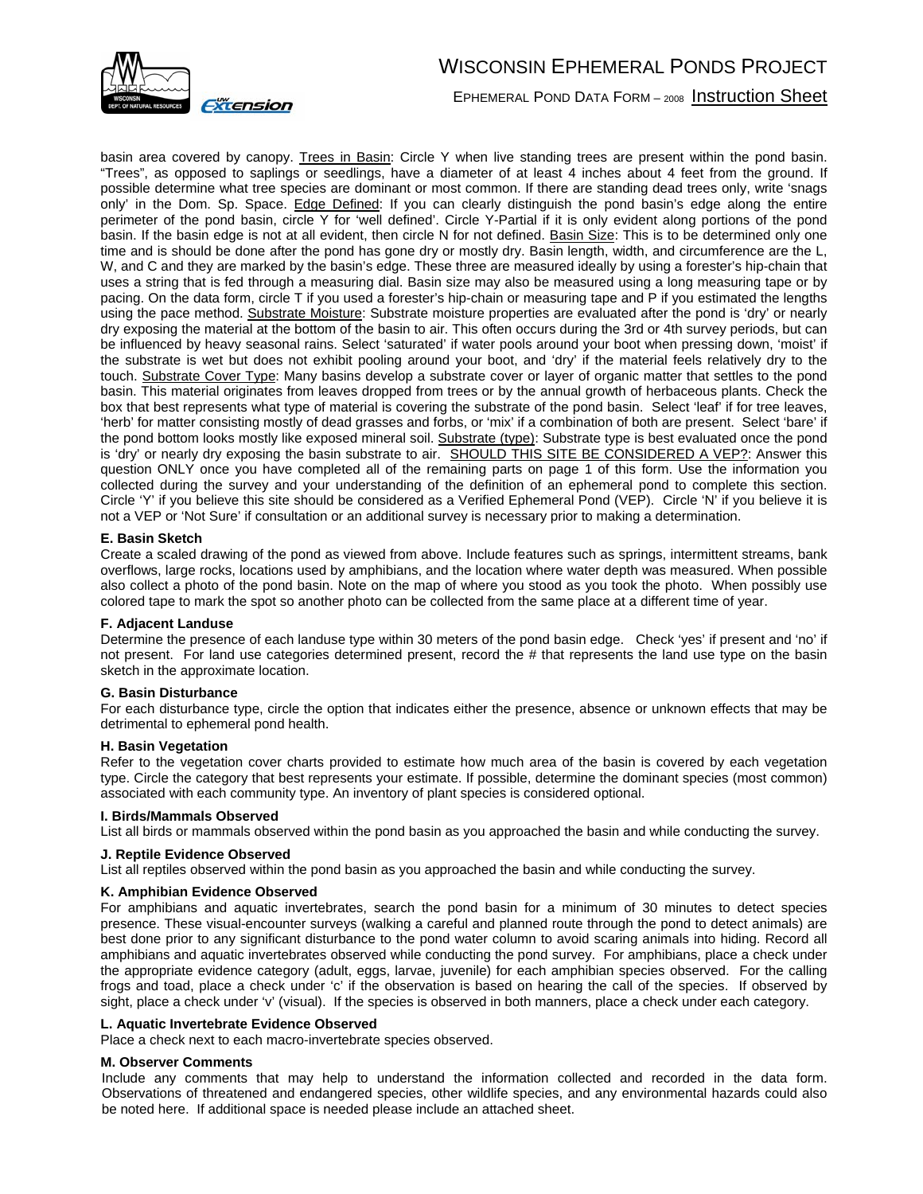basin area covered by canopy. Trees in Basin: Circle Y when live standing trees are present within the pond basin. "Trees", as opposed to saplings or seedlings, have a diameter of at least 4 inches about 4 feet from the ground. If possible determine what tree species are dominant or most common. If there are standing dead trees only, write 'snags only' in the Dom. Sp. Space. Edge Defined: If you can clearly distinguish the pond basin's edge along the entire perimeter of the pond basin, circle Y for 'well defined'. Circle Y-Partial if it is only evident along portions of the pond basin. If the basin edge is not at all evident, then circle N for not defined. Basin Size: This is to be determined only one time and is should be done after the pond has gone dry or mostly dry. Basin length, width, and circumference are the L, W, and C and they are marked by the basin's edge. These three are measured ideally by using a forester's hip-chain that uses a string that is fed through a measuring dial. Basin size may also be measured using a long measuring tape or by pacing. On the data form, circle T if you used a forester's hip-chain or measuring tape and P if you collected the lengths using the pace method. Substrate Moisture: Substrate moisture properties are evaluated after the pond is 'dry' or nearly dry exposing the material at the bottom of the basin to air. This often occurs during the 3rd or 4th survey periods, but can be influenced by heavy seasonal rains. Select 'saturated' if water pools around your boot when pressing down, 'moist' if the substrate is wet but does not exhibit pooling around your boot, and 'dry' if the material feels relatively dry to the touch. Substrate Cover Type: Many basins develop a substrate cover or layer of organic matter that settles to the pond basin. This material originates from leaves dropped from trees or by the annual growth of herbaceous plants. Check the box that best represents what type of material is covering the substrate of the pond basin. Select 'leaf' if for tree leaves, 'herb' for matter consisting mostly of dead grasses and forbs, or 'mix' if a combination of both are present. Select 'bare' if the pond bottom looks mostly like exposed mineral soil. Substrate (type): Substrate type is best evaluated once the pond is 'dry' or nearly dry exposing the basin substrate to air. SHOULD THIS SITE BE CONSIDERED A VEP?: Answer this question ONLY once you have completed all of the remaining parts on page 1 of this form. Use the information you collected during the survey and your understanding of the definition of an ephemeral pond to complete this section. Circle 'Y' if you believe this site should be considered as a Verified Ephemeral Pond (VEP). Circle 'N' if you believe it is not a VEP or 'Not Sure' if consultation or an additional survey is necessary prior to making a determination.

**E. Basin Sketch**

Create a scaled drawing of the pond as viewed from above. Include features such as springs, intermittent streams, bank overflows, large rocks, locations used by amphibians, and the location where water depth was measured. When possible also collect a photo of the pond basin. Note on the map of where you stood as you took the photo. When possibly use colored tape to mark the spot so another photo can be collected from the same place at a different time of year.

**F. Adjacent Landuse**

Determine the presence of each landuse type within 30 meters of the pond basin edge. Check 'yes' if present and 'no' if not present. For land use categories determined present, record the # that represents the land use type on the basin sketch in the approximate location.

**G. Basin Disturbance**

For each disturbance type, circle the option that indicates either the presence, absence or unknown effects that may be detrimental to ephemeral pond health.

**H. Basin Vegetation**

Refer to the vegetation cover charts provided to estimate how much area of the basin is covered by each vegetation type. Circle the category that best represents your estimate. If possible, determine the dominant species (most common) associated with each community type. An inventory of plant species is considered optional.

**I. Birds/Mammals Observed**

List all birds or mammals observed within the pond basin as you approached the basin and while conducting the survey.

**J. Reptile Evidence Observed**

List all reptiles observed within the pond basin as you approached the basin and while conducting the survey.

**K. Amphibian Evidence Observed**

For amphibians and aquatic invertebrates, search the pond basin for a minimum of 30 minutes to detect species presence. These visual-encounter surveys (walking a careful and planned route through the pond to detect animals) are best done prior to any significant disturbance to the pond water column to avoid scaring animals into hiding. Record all amphibians and aquatic invertebrates observed while conducting the pond survey. For amphibians, place a check under the appropriate evidence category (adult, eggs, larvae, juvenile) for each amphibian species observed. For the calling frogs and toad, place a check under 'c' if the observation is based on hearing the call of the species. If observed by sight, place a check under 'v' (visual). If the species is observed in both manners, place a check under each category.

**L. Aquatic Invertebrate Evidence Observed**

Place a check next to each macro-invertebrate species observed.

**M. Observer Comments**

Include any comments that may help to understand the information collected and recorded in the data form. Observations of threatened and endangered species, other wildlife species, and any environmental hazards could also be noted here. If additional space is needed please include an attached sheet.